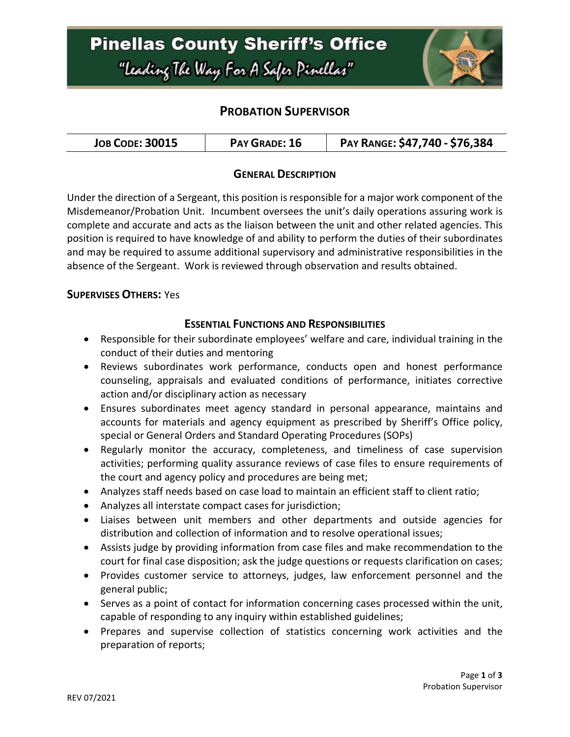# Pinellas County Sheriff's Office

*"Leading The Way For A Safer Pinellas"*

## PROBATION SUPERVISOR

| JOB CODE: 30015 | PAY GRADE: 16 | PAY RANGE: $47,740 - $76,384 |
|---|---|---|

### GENERAL DESCRIPTION

Under the direction of a Sergeant, this position is responsible for a major work component of the Misdemeanor/Probation Unit. Incumbent oversees the unit's daily operations assuring work is complete and accurate and acts as the liaison between the unit and other related agencies. This position is required to have knowledge of and ability to perform the duties of their subordinates and may be required to assume additional supervisory and administrative responsibilities in the absence of the Sergeant. Work is reviewed through observation and results obtained.

**SUPERVISES OTHERS:** Yes

### ESSENTIAL FUNCTIONS AND RESPONSIBILITIES

- Responsible for their subordinate employees' welfare and care, individual training in the conduct of their duties and mentoring
- Reviews subordinates work performance, conducts open and honest performance counseling, appraisals and evaluated conditions of performance, initiates corrective action and/or disciplinary action as necessary
- Ensures subordinates meet agency standard in personal appearance, maintains and accounts for materials and agency equipment as prescribed by Sheriff's Office policy, special or General Orders and Standard Operating Procedures (SOPs)
- Regularly monitor the accuracy, completeness, and timeliness of case supervision activities; performing quality assurance reviews of case files to ensure requirements of the court and agency policy and procedures are being met;
- Analyzes staff needs based on case load to maintain an efficient staff to client ratio;
- Analyzes all interstate compact cases for jurisdiction;
- Liaises between unit members and other departments and outside agencies for distribution and collection of information and to resolve operational issues;
- Assists judge by providing information from case files and make recommendation to the court for final case disposition; ask the judge questions or requests clarification on cases;
- Provides customer service to attorneys, judges, law enforcement personnel and the general public;
- Serves as a point of contact for information concerning cases processed within the unit, capable of responding to any inquiry within established guidelines;
- Prepares and supervise collection of statistics concerning work activities and the preparation of reports;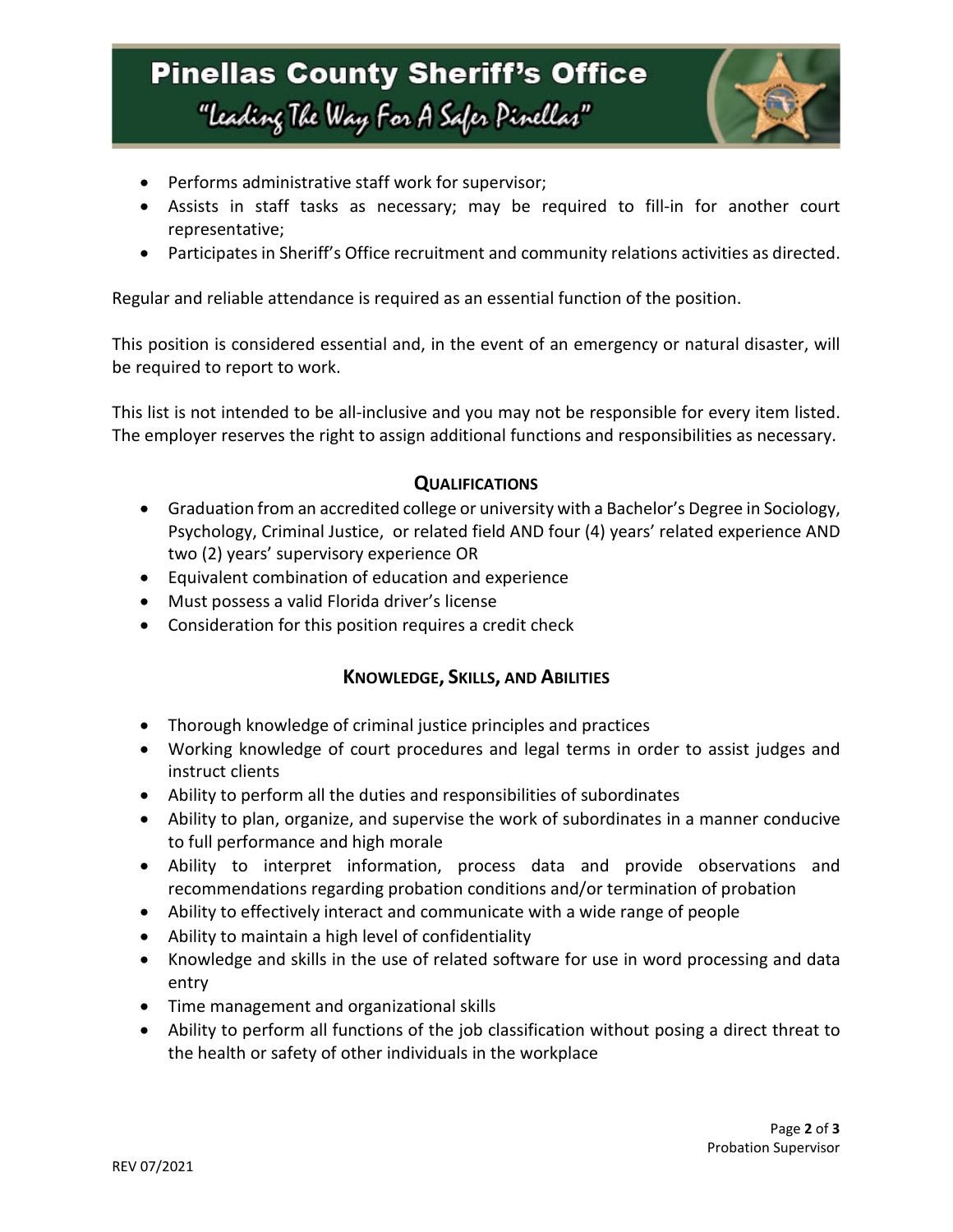- Performs administrative staff work for supervisor;
- Assists in staff tasks as necessary; may be required to fill-in for another court representative;
- Participates in Sheriff's Office recruitment and community relations activities as directed.

Regular and reliable attendance is required as an essential function of the position.

This position is considered essential and, in the event of an emergency or natural disaster, will be required to report to work.

This list is not intended to be all-inclusive and you may not be responsible for every item listed. The employer reserves the right to assign additional functions and responsibilities as necessary.

## QUALIFICATIONS

- Graduation from an accredited college or university with a Bachelor's Degree in Sociology, Psychology, Criminal Justice, or related field AND four (4) years' related experience AND two (2) years' supervisory experience OR
- Equivalent combination of education and experience
- Must possess a valid Florida driver's license
- Consideration for this position requires a credit check

## KNOWLEDGE, SKILLS, AND ABILITIES

- Thorough knowledge of criminal justice principles and practices
- Working knowledge of court procedures and legal terms in order to assist judges and instruct clients
- Ability to perform all the duties and responsibilities of subordinates
- Ability to plan, organize, and supervise the work of subordinates in a manner conducive to full performance and high morale
- Ability to interpret information, process data and provide observations and recommendations regarding probation conditions and/or termination of probation
- Ability to effectively interact and communicate with a wide range of people
- Ability to maintain a high level of confidentiality
- Knowledge and skills in the use of related software for use in word processing and data entry
- Time management and organizational skills
- Ability to perform all functions of the job classification without posing a direct threat to the health or safety of other individuals in the workplace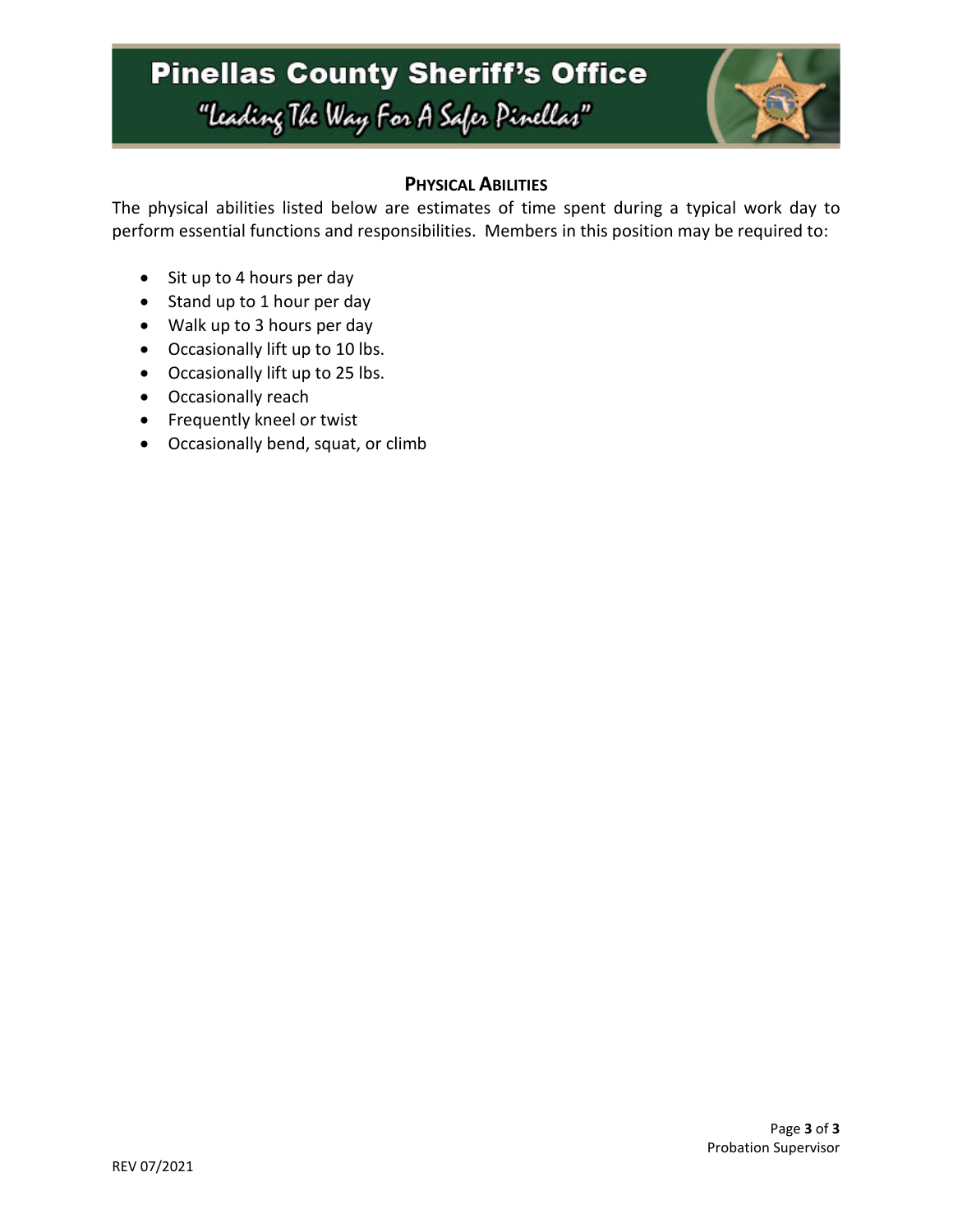## PHYSICAL ABILITIES

The physical abilities listed below are estimates of time spent during a typical work day to perform essential functions and responsibilities. Members in this position may be required to:

- Sit up to 4 hours per day
- Stand up to 1 hour per day
- Walk up to 3 hours per day
- Occasionally lift up to 10 lbs.
- Occasionally lift up to 25 lbs.
- Occasionally reach
- Frequently kneel or twist
- Occasionally bend, squat, or climb